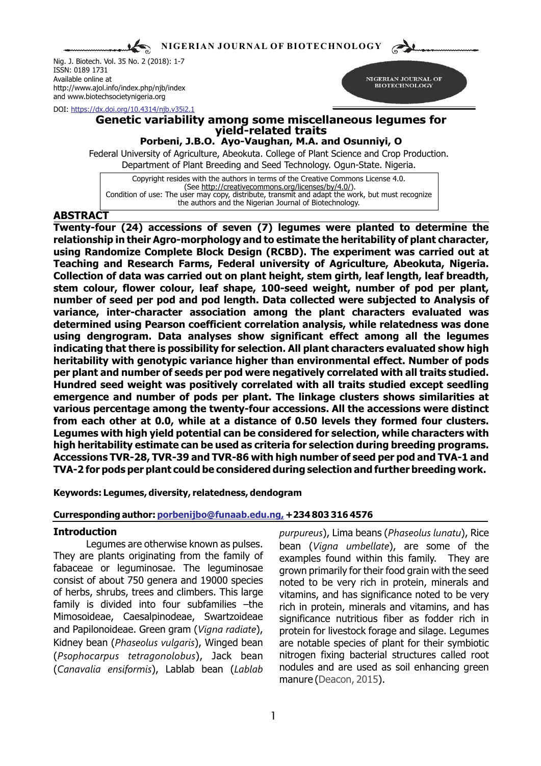Nig. J. Biotech. Vol. 35 No. 2 (2018): 1-7
ISSN: 0189 1731
Available online at
http://www.ajol.info/index.php/njb/index
and www.biotechsocietynigeria.org

DOI: https://dx.doi.org/10.4314/njb.v35i2.1

# Genetic variability among some miscellaneous legumes for yield-related traits

**Porbeni, J.B.O. Ayo-Vaughan, M.A. and Osunniyi, O**

Federal University of Agriculture, Abeokuta. College of Plant Science and Crop Production. Department of Plant Breeding and Seed Technology. Ogun-State. Nigeria.

Copyright resides with the authors in terms of the Creative Commons License 4.0. (See http://creativecommons.org/licenses/by/4.0/). Condition of use: The user may copy, distribute, transmit and adapt the work, but must recognize the authors and the Nigerian Journal of Biotechnology.

## ABSTRACT

**Twenty-four (24) accessions of seven (7) legumes were planted to determine the relationship in their Agro-morphology and to estimate the heritability of plant character, using Randomize Complete Block Design (RCBD). The experiment was carried out at Teaching and Research Farms, Federal university of Agriculture, Abeokuta, Nigeria. Collection of data was carried out on plant height, stem girth, leaf length, leaf breadth, stem colour, flower colour, leaf shape, 100-seed weight, number of pod per plant, number of seed per pod and pod length. Data collected were subjected to Analysis of variance, inter-character association among the plant characters evaluated was determined using Pearson coefficient correlation analysis, while relatedness was done using dengrogram. Data analyses show significant effect among all the legumes indicating that there is possibility for selection. All plant characters evaluated show high heritability with genotypic variance higher than environmental effect. Number of pods per plant and number of seeds per pod were negatively correlated with all traits studied. Hundred seed weight was positively correlated with all traits studied except seedling emergence and number of pods per plant. The linkage clusters shows similarities at various percentage among the twenty-four accessions. All the accessions were distinct from each other at 0.0, while at a distance of 0.50 levels they formed four clusters. Legumes with high yield potential can be considered for selection, while characters with high heritability estimate can be used as criteria for selection during breeding programs. Accessions TVR-28, TVR-39 and TVR-86 with high number of seed per pod and TVA-1 and TVA-2 for pods per plant could be considered during selection and further breeding work.**

**Keywords: Legumes, diversity, relatedness, dendogram**

**Curresponding author: porbenijbo@funaab.edu.ng, +234 803 316 4576**

## Introduction

Legumes are otherwise known as pulses. They are plants originating from the family of fabaceae or leguminosae. The leguminosae consist of about 750 genera and 19000 species of herbs, shrubs, trees and climbers. This large family is divided into four subfamilies –the Mimosoideae, Caesalpinodeae, Swartzoideae and Papilonoideae. Green gram (*Vigna radiate*), Kidney bean (*Phaseolus vulgaris*), Winged bean (*Psophocarpus tetragonolobus*), Jack bean (*Canavalia ensiformis*), Lablab bean (*Lablab purpureus*), Lima beans (*Phaseolus lunatu*), Rice bean (*Vigna umbellate*), are some of the examples found within this family. They are grown primarily for their food grain with the seed noted to be very rich in protein, minerals and vitamins, and has significance noted to be very rich in protein, minerals and vitamins, and has significance nutritious fiber as fodder rich in protein for livestock forage and silage. Legumes are notable species of plant for their symbiotic nitrogen fixing bacterial structures called root nodules and are used as soil enhancing green manure (Deacon, 2015).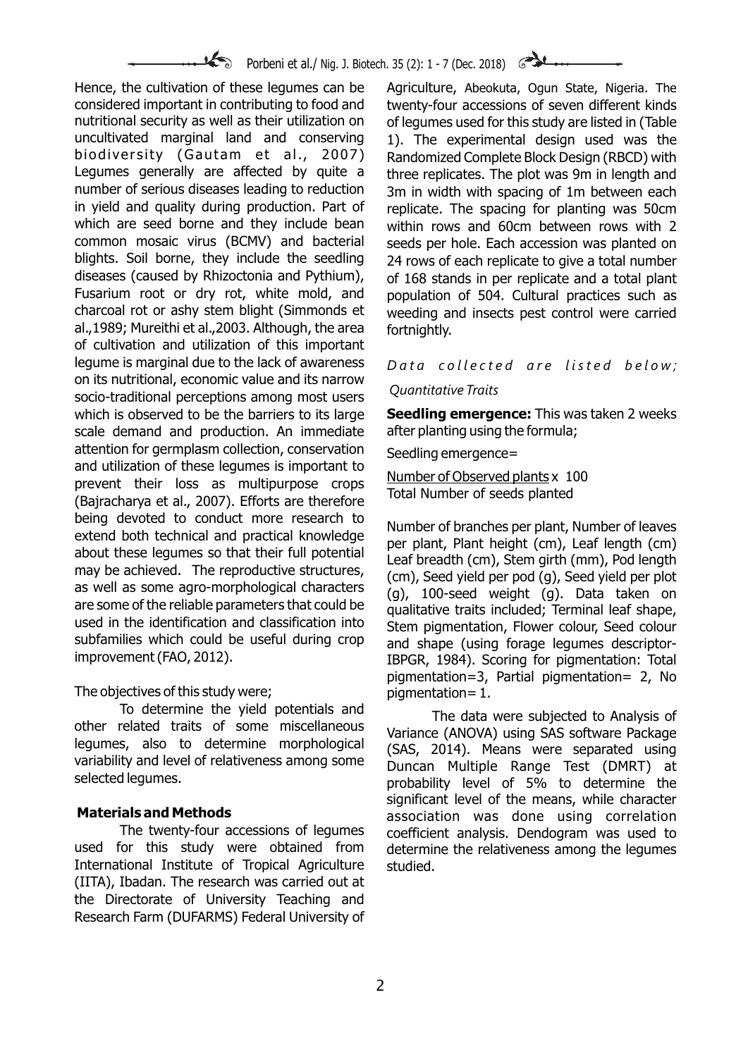Hence, the cultivation of these legumes can be considered important in contributing to food and nutritional security as well as their utilization on uncultivated marginal land and conserving biodiversity (Gautam et al., 2007) Legumes generally are affected by quite a number of serious diseases leading to reduction in yield and quality during production. Part of which are seed borne and they include bean common mosaic virus (BCMV) and bacterial blights. Soil borne, they include the seedling diseases (caused by Rhizoctonia and Pythium), Fusarium root or dry rot, white mold, and charcoal rot or ashy stem blight (Simmonds et al.,1989; Mureithi et al.,2003. Although, the area of cultivation and utilization of this important legume is marginal due to the lack of awareness on its nutritional, economic value and its narrow socio-traditional perceptions among most users which is observed to be the barriers to its large scale demand and production. An immediate attention for germplasm collection, conservation and utilization of these legumes is important to prevent their loss as multipurpose crops (Bajracharya et al., 2007). Efforts are therefore being devoted to conduct more research to extend both technical and practical knowledge about these legumes so that their full potential may be achieved. The reproductive structures, as well as some agro-morphological characters are some of the reliable parameters that could be used in the identification and classification into subfamilies which could be useful during crop improvement (FAO, 2012).

The objectives of this study were;

To determine the yield potentials and other related traits of some miscellaneous legumes, also to determine morphological variability and level of relativeness among some selected legumes.

## Materials and Methods

The twenty-four accessions of legumes used for this study were obtained from International Institute of Tropical Agriculture (IITA), Ibadan. The research was carried out at the Directorate of University Teaching and Research Farm (DUFARMS) Federal University of Agriculture, Abeokuta, Ogun State, Nigeria. The twenty-four accessions of seven different kinds of legumes used for this study are listed in (Table 1). The experimental design used was the Randomized Complete Block Design (RBCD) with three replicates. The plot was 9m in length and 3m in width with spacing of 1m between each replicate. The spacing for planting was 50cm within rows and 60cm between rows with 2 seeds per hole. Each accession was planted on 24 rows of each replicate to give a total number of 168 stands in per replicate and a total plant population of 504. Cultural practices such as weeding and insects pest control were carried fortnightly.

*Data collected are listed below;*

*Quantitative Traits*

**Seedling emergence:** This was taken 2 weeks after planting using the formula;

Seedling emergence=

$$\frac{\text{Number of Observed plants}}{\text{Total Number of seeds planted}} \times 100$$

Number of branches per plant, Number of leaves per plant, Plant height (cm), Leaf length (cm) Leaf breadth (cm), Stem girth (mm), Pod length (cm), Seed yield per pod (g), Seed yield per plot (g), 100-seed weight (g). Data taken on qualitative traits included; Terminal leaf shape, Stem pigmentation, Flower colour, Seed colour and shape (using forage legumes descriptor-IBPGR, 1984). Scoring for pigmentation: Total pigmentation=3, Partial pigmentation= 2, No pigmentation= 1.

The data were subjected to Analysis of Variance (ANOVA) using SAS software Package (SAS, 2014). Means were separated using Duncan Multiple Range Test (DMRT) at probability level of 5% to determine the significant level of the means, while character association was done using correlation coefficient analysis. Dendogram was used to determine the relativeness among the legumes studied.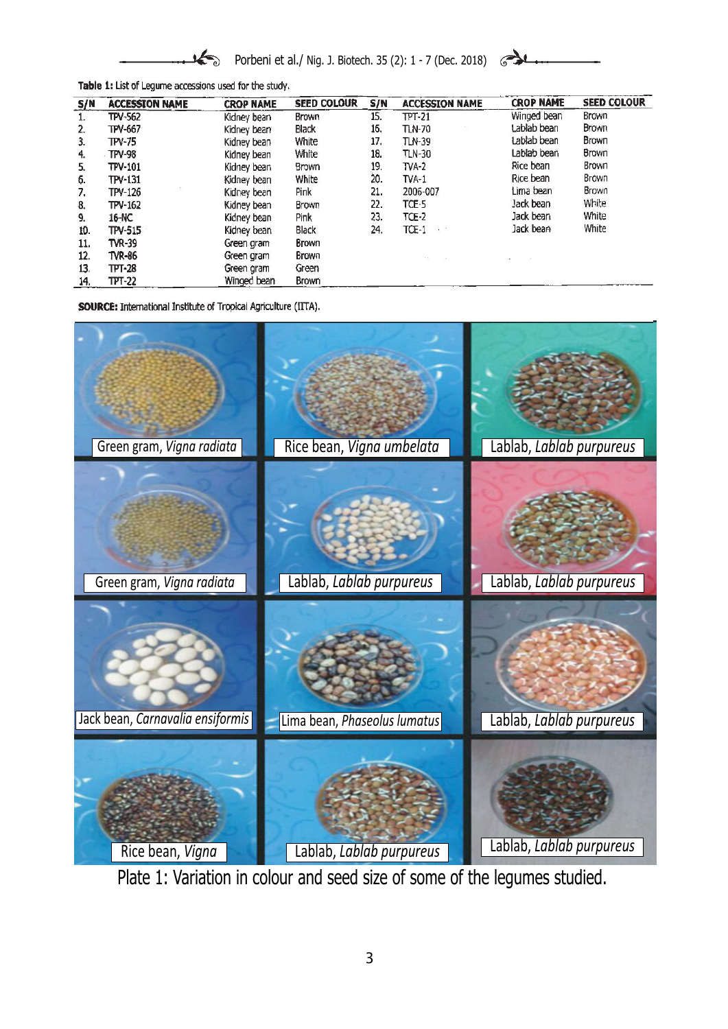Table 1: List of Legume accessions used for the study.

| S/N | ACCESSION NAME | CROP NAME | SEED COLOUR | S/N | ACCESSION NAME | CROP NAME | SEED COLOUR |
|---|---|---|---|---|---|---|---|
| 1. | TPV-562 | Kidney bean | Brown | 15. | TPT-21 | Winged bean | Brown |
| 2. | TPV-667 | Kidney bean | Black | 16. | TLN-70 | Lablab bean | Brown |
| 3. | TPV-75 | Kidney bean | White | 17. | TLN-39 | Lablab bean | Brown |
| 4. | TPV-98 | Kidney bean | White | 18. | TLN-30 | Lablab bean | Brown |
| 5. | TPV-101 | Kidney bean | Brown | 19. | TVA-2 | Rice bean | Brown |
| 6. | TPV-131 | Kidney bean | White | 20. | TVA-1 | Rice bean | Brown |
| 7. | TPV-126 | Kidney bean | Pink | 21. | 2006-007 | Lima bean | Brown |
| 8. | TPV-162 | Kidney bean | Brown | 22. | TCE-5 | Jack bean | White |
| 9. | 16-NC | Kidney bean | Pink | 23. | TCE-2 | Jack bean | White |
| 10. | TPV-515 | Kidney bean | Black | 24. | TCE-1 | Jack bean | White |
| 11. | TVR-39 | Green gram | Brown | | | | |
| 12. | TVR-86 | Green gram | Brown | | | | |
| 13. | TPT-28 | Green gram | Green | | | | |
| 14. | TPT-22 | Winged bean | Brown | | | | |

**SOURCE:** International Institute of Tropical Agriculture (IITA).

Green gram, *Vigna radiata* | Rice bean, *Vigna umbelata* | Lablab, *Lablab purpureus*

Green gram, *Vigna radiata* | Lablab, *Lablab purpureus* | Lablab, *Lablab purpureus*

Jack bean, *Carnavalia ensiformis* | Lima bean, *Phaseolus lumatus* | Lablab, *Lablab purpureus*

Rice bean, *Vigna* | Lablab, *Lablab purpureus* | Lablab, *Lablab purpureus*

Plate 1: Variation in colour and seed size of some of the legumes studied.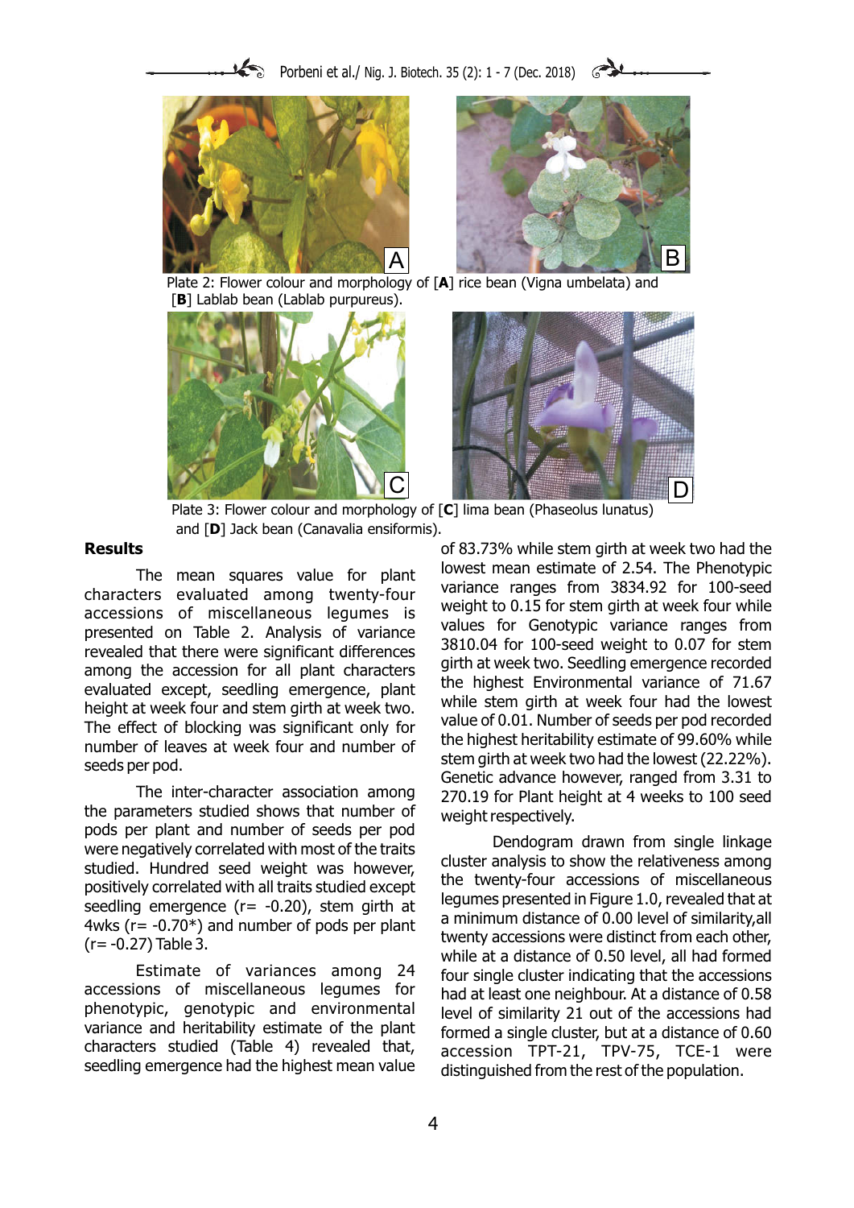Plate 2: Flower colour and morphology of [**A**] rice bean (Vigna umbelata) and [**B**] Lablab bean (Lablab purpureus).

Plate 3: Flower colour and morphology of [**C**] lima bean (Phaseolus lunatus) and [**D**] Jack bean (Canavalia ensiformis).

## Results

The mean squares value for plant characters evaluated among twenty-four accessions of miscellaneous legumes is presented on Table 2. Analysis of variance revealed that there were significant differences among the accession for all plant characters evaluated except, seedling emergence, plant height at week four and stem girth at week two. The effect of blocking was significant only for number of leaves at week four and number of seeds per pod.

The inter-character association among the parameters studied shows that number of pods per plant and number of seeds per pod were negatively correlated with most of the traits studied. Hundred seed weight was however, positively correlated with all traits studied except seedling emergence (r= -0.20), stem girth at 4wks (r= -0.70*) and number of pods per plant (r= -0.27) Table 3.

Estimate of variances among 24 accessions of miscellaneous legumes for phenotypic, genotypic and environmental variance and heritability estimate of the plant characters studied (Table 4) revealed that, seedling emergence had the highest mean value of 83.73% while stem girth at week two had the lowest mean estimate of 2.54. The Phenotypic variance ranges from 3834.92 for 100-seed weight to 0.15 for stem girth at week four while values for Genotypic variance ranges from 3810.04 for 100-seed weight to 0.07 for stem girth at week two. Seedling emergence recorded the highest Environmental variance of 71.67 while stem girth at week four had the lowest value of 0.01. Number of seeds per pod recorded the highest heritability estimate of 99.60% while stem girth at week two had the lowest (22.22%). Genetic advance however, ranged from 3.31 to 270.19 for Plant height at 4 weeks to 100 seed weight respectively.

Dendogram drawn from single linkage cluster analysis to show the relativeness among the twenty-four accessions of miscellaneous legumes presented in Figure 1.0, revealed that at a minimum distance of 0.00 level of similarity,all twenty accessions were distinct from each other, while at a distance of 0.50 level, all had formed four single cluster indicating that the accessions had at least one neighbour. At a distance of 0.58 level of similarity 21 out of the accessions had formed a single cluster, but at a distance of 0.60 accession TPT-21, TPV-75, TCE-1 were distinguished from the rest of the population.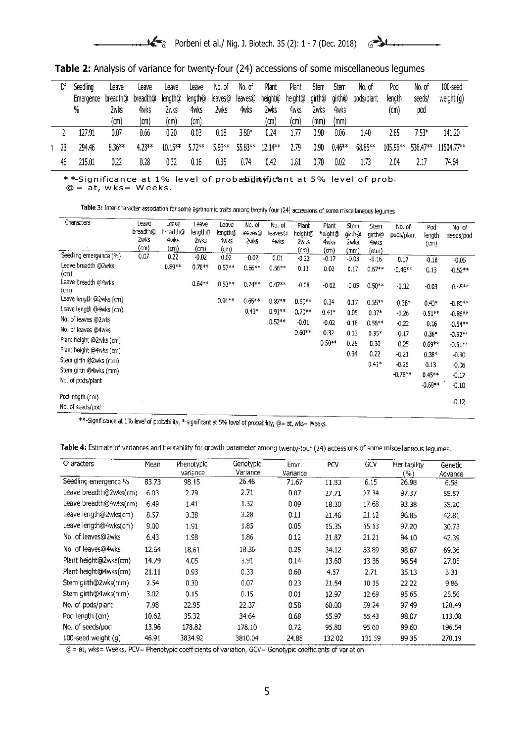**Table 2:** Analysis of variance for twenty-four (24) accessions of some miscellaneous legumes

| | Df | Seedling Emergence % | Leave breadth@ 2wks (cm) | Leave breadth@ 4wks (cm) | Leave length@ 2wks (cm) | Leave length@ 4wks (cm) | No. of leaves@ 2wks | No. of leaves@ 4wks | Plant height@ 2wks (cm) | Plant height@ 4wks (cm) | Stem girth@ 2wks (mm) | Stem girth@ 4wks (mm) | No. of pods/plant | Pod length (cm) | No. of seeds/ pod | 100-seed weight (g) |
|---|---|---|---|---|---|---|---|---|---|---|---|---|---|---|---|---|
| | 2 | 127.91 | 0.07 | 0.66 | 0.20 | 0.03 | 0.18 | 3.80* | 0.24 | 1.77 | 0.90 | 0.06 | 1.40 | 2.85 | 7.53* | 141.20 |
| | 23 | 294.46 | 8.36** | 4.23** | 10.15** | 5.72** | 5.93** | 55.83** | 12.14** | 2.79 | 0.90 | 0.46** | 68.85** | 105.96** | 536.47** | 11504.77** |
| | 46 | 215.01 | 0.22 | 0.28 | 0.32 | 0.16 | 0.35 | 0.74 | 0.42 | 1.81 | 0.70 | 0.02 | 1.73 | 2.04 | 2.17 | 74.64 |

**-Significance at 1% level of probability, *-significant at 5% level of probability
@= at, wks= Weeks.

**Table 3:** Inter-character association for some agronomic traits among twenty-four (24) accessions of some miscellaneous legumes

| Characters | Leave breadth@ 2wks (cm) | Leave breadth@ 4wks (cm) | Leave length@ 2wks (cm) | Leave length@ 4wks (cm) | No. of leaves@ 2wks | No. of leaves@ 4wks | Plant height@ 2wks (cm) | Plant height@ 4wks (cm) | Stem girth@ 2wks (mm) | Stem girth@ 4wks (mm) | No. of pods/plant | Pod length (cm) | No. of seeds/pod |
|---|---|---|---|---|---|---|---|---|---|---|---|---|---|
| Seedling emergence (%) | 0.07 | 0.22 | -0.02 | 0.02 | -0.02 | 0.01 | -0.22 | -0.17 | -0.03 | -0.16 | 0.17 | -0.18 | -0.05 |
| Leave breadth @2wks (cm) | | 0.89** | 0.78** | 0.57** | 0.86** | 0.56** | 0.11 | 0.02 | 0.17 | 0.67** | -0.46** | 0.13 | -0.52** |
| Leave breadth @4wks (cm) | | | 0.64** | 0.53** | 0.74** | 0.47** | -0.08 | -0.02 | -0.05 | 0.50** | -0.32 | -0.03 | -0.45** |
| Leave length @2wks (cm) | | | | 0.91** | 0.65** | 0.87** | 0.59** | 0.34 | 0.17 | 0.55** | -0.38* | 0.43* | -0.80** |
| Leave length @4wks (cm) | | | | | 0.43* | 0.91** | 0.70** | 0.41* | 0.05 | 0.37* | -0.26 | 0.51** | -0.86** |
| No. of leaves @2wks | | | | | | 0.52** | -0.01 | -0.02 | 0.18 | 0.56** | -0.22 | -0.16 | -0.54** |
| No. of leaves @4wks | | | | | | | 0.60** | 0.32 | 0.13 | 0.35* | -0.17 | 0.38* | -0.92** |
| Plant height @2wks (cm) | | | | | | | | 0.50** | 0.25 | 0.30 | -0.25 | 0.69** | -0.51** |
| Plant height @4wks (cm) | | | | | | | | | 0.34 | 0.22 | -0.21 | 0.38* | -0.30 |
| Stem girth @2wks (mm) | | | | | | | | | | 0.41* | -0.26 | 0.13 | -0.06 |
| Stem girth @4wks (mm) | | | | | | | | | | | -0.78** | 0.45** | -0.17 |
| No. of pods/plant | | | | | | | | | | | | -0.68** | -0.10 |
| Pod length (cm) | | | | | | | | | | | | | -0.12 |
| No. of seeds/pod | | | | | | | | | | | | | |

**-Significance at 1% level of probability, *-significant at 5% level of probability, @= at, wks= Weeks.

**Table 4:** Estimate of variances and heritability for growth parameter among twenty-four (24) accessions of some miscellaneous legumes.

| Characters | Mean | Phenotypic variance | Genotypic Variance | Envr. Variance | PCV | GCV | Heritability (%) | Genetic Advance |
|---|---|---|---|---|---|---|---|---|
| Seedling emergence % | 83.73 | 98.15 | 26.48 | 71.67 | 11.83 | 6.15 | 26.98 | 6.58 |
| Leave breadth@2wks(cm) | 6.03 | 2.79 | 2.71 | 0.07 | 27.71 | 27.34 | 97.37 | 55.57 |
| Leave breadth@4wks(cm) | 6.49 | 1.41 | 1.32 | 0.09 | 18.30 | 17.68 | 93.38 | 35.20 |
| Leave length@2wks(cm) | 8.57 | 3.38 | 3.28 | 0.11 | 21.46 | 21.12 | 96.85 | 42.81 |
| Leave length@4wks(cm) | 9.00 | 1.91 | 1.85 | 0.05 | 15.35 | 15.13 | 97.20 | 30.73 |
| No. of leaves@2wks | 6.43 | 1.98 | 1.86 | 0.12 | 21.87 | 21.21 | 94.10 | 42.39 |
| No. of leaves@4wks | 12.64 | 18.61 | 18.36 | 0.25 | 34.12 | 33.89 | 98.67 | 69.36 |
| Plant height@2wks(cm) | 14.79 | 4.05 | 3.91 | 0.14 | 13.60 | 13.36 | 96.54 | 27.05 |
| Plant height@4wks(cm) | 21.11 | 0.93 | 0.33 | 0.60 | 4.57 | 2.71 | 35.13 | 3.31 |
| Stem girth@2wks(mm) | 2.54 | 0.30 | 0.07 | 0.23 | 21.54 | 10.15 | 22.22 | 9.86 |
| Stem girth@4wks(mm) | 3.02 | 0.15 | 0.15 | 0.01 | 12.97 | 12.69 | 95.65 | 25.56 |
| No. of pods/plant | 7.98 | 22.95 | 22.37 | 0.58 | 60.00 | 59.24 | 97.49 | 120.49 |
| Pod length (cm) | 10.62 | 35.32 | 34.64 | 0.68 | 55.97 | 55.43 | 98.07 | 113.08 |
| No. of seeds/pod | 13.96 | 178.82 | 178.10 | 0.72 | 95.80 | 95.60 | 99.60 | 196.54 |
| 100-seed weight (g) | 46.91 | 3834.92 | 3810.04 | 24.88 | 132.02 | 131.59 | 99.35 | 270.19 |

@= at, wks= Weeks, PCV= Phenotypic coefficients of variation, GCV= Genotypic coefficients of variation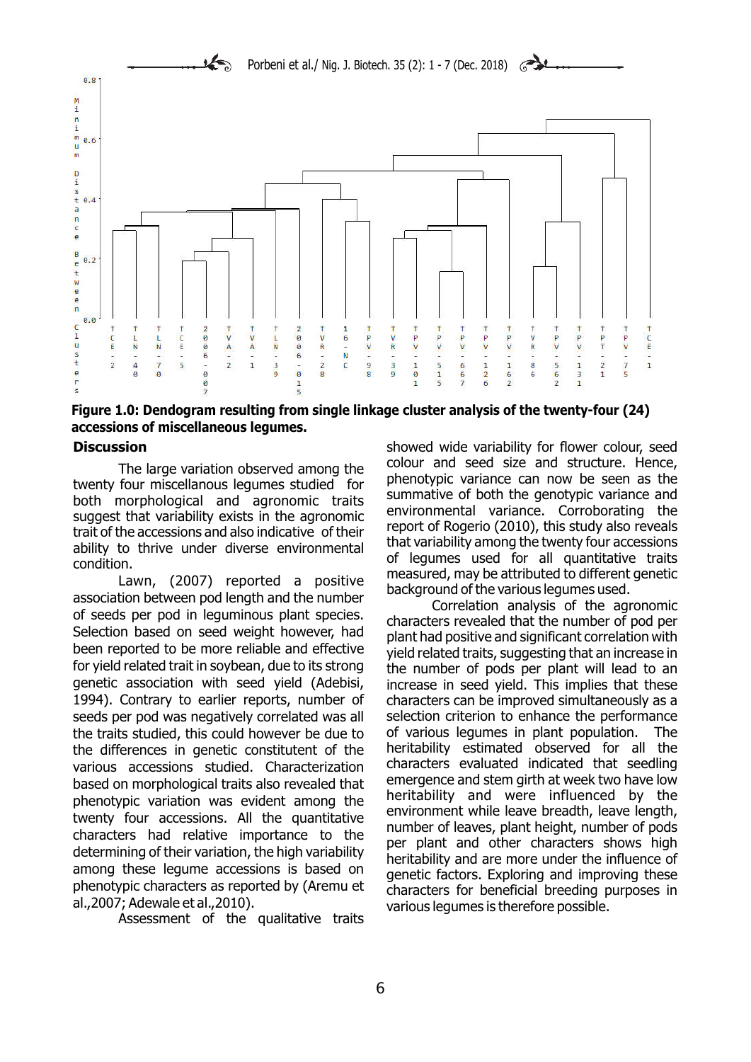**Figure 1.0: Dendogram resulting from single linkage cluster analysis of the twenty-four (24) accessions of miscellaneous legumes.**

## Discussion

The large variation observed among the twenty four miscellanous legumes studied for both morphological and agronomic traits suggest that variability exists in the agronomic trait of the accessions and also indicative of their ability to thrive under diverse environmental condition.

Lawn, (2007) reported a positive association between pod length and the number of seeds per pod in leguminous plant species. Selection based on seed weight however, had been reported to be more reliable and effective for yield related trait in soybean, due to its strong genetic association with seed yield (Adebisi, 1994). Contrary to earlier reports, number of seeds per pod was negatively correlated was all the traits studied, this could however be due to the differences in genetic constitutent of the various accessions studied. Characterization based on morphological traits also revealed that phenotypic variation was evident among the twenty four accessions. All the quantitative characters had relative importance to the determining of their variation, the high variability among these legume accessions is based on phenotypic characters as reported by (Aremu et al.,2007; Adewale et al.,2010).

Assessment of the qualitative traits showed wide variability for flower colour, seed colour and seed size and structure. Hence, phenotypic variance can now be seen as the summative of both the genotypic variance and environmental variance. Corroborating the report of Rogerio (2010), this study also reveals that variability among the twenty four accessions of legumes used for all quantitative traits measured, may be attributed to different genetic background of the various legumes used.

Correlation analysis of the agronomic characters revealed that the number of pod per plant had positive and significant correlation with yield related traits, suggesting that an increase in the number of pods per plant will lead to an increase in seed yield. This implies that these characters can be improved simultaneously as a selection criterion to enhance the performance of various legumes in plant population. The heritability estimated observed for all the characters evaluated indicated that seedling emergence and stem girth at week two have low heritability and were influenced by the environment while leave breadth, leave length, number of leaves, plant height, number of pods per plant and other characters shows high heritability and are more under the influence of genetic factors. Exploring and improving these characters for beneficial breeding purposes in various legumes is therefore possible.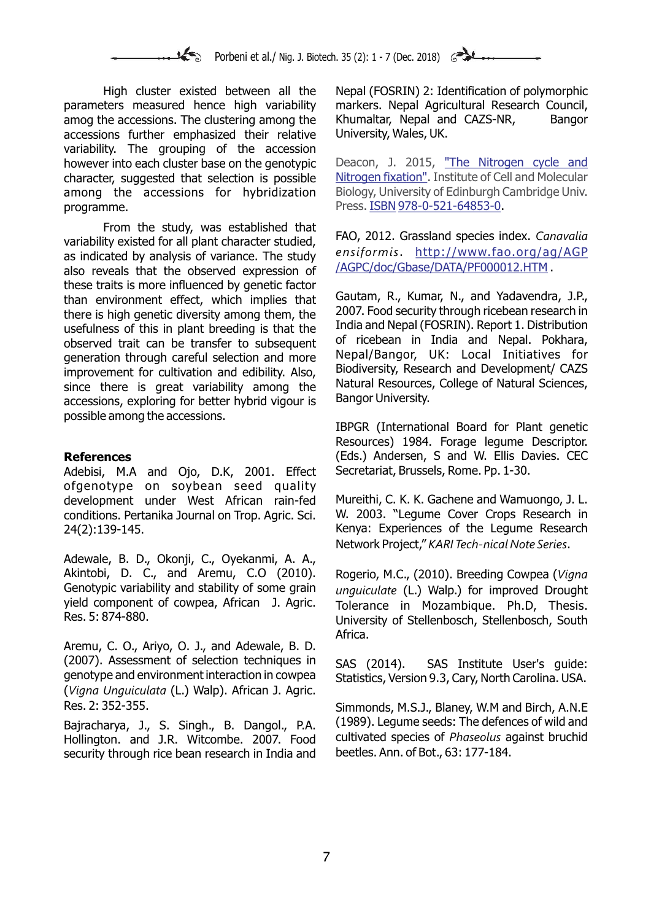High cluster existed between all the parameters measured hence high variability amog the accessions. The clustering among the accessions further emphasized their relative variability. The grouping of the accession however into each cluster base on the genotypic character, suggested that selection is possible among the accessions for hybridization programme.

From the study, was established that variability existed for all plant character studied, as indicated by analysis of variance. The study also reveals that the observed expression of these traits is more influenced by genetic factor than environment effect, which implies that there is high genetic diversity among them, the usefulness of this in plant breeding is that the observed trait can be transfer to subsequent generation through careful selection and more improvement for cultivation and edibility. Also, since there is great variability among the accessions, exploring for better hybrid vigour is possible among the accessions.

## References

Adebisi, M.A and Ojo, D.K, 2001. Effect ofgenotype on soybean seed quality development under West African rain-fed conditions. Pertanika Journal on Trop. Agric. Sci. 24(2):139-145.

Adewale, B. D., Okonji, C., Oyekanmi, A. A., Akintobi, D. C., and Aremu, C.O (2010). Genotypic variability and stability of some grain yield component of cowpea, African J. Agric. Res. 5: 874-880.

Aremu, C. O., Ariyo, O. J., and Adewale, B. D. (2007). Assessment of selection techniques in genotype and environment interaction in cowpea (*Vigna Unguiculata* (L.) Walp). African J. Agric. Res. 2: 352-355.

Bajracharya, J., S. Singh., B. Dangol., P.A. Hollington. and J.R. Witcombe. 2007. Food security through rice bean research in India and Nepal (FOSRIN) 2: Identification of polymorphic markers. Nepal Agricultural Research Council, Khumaltar, Nepal and CAZS-NR, Bangor University, Wales, UK.

Deacon, J. 2015, "The Nitrogen cycle and Nitrogen fixation". Institute of Cell and Molecular Biology, University of Edinburgh Cambridge Univ. Press. ISBN 978-0-521-64853-0.

FAO, 2012. Grassland species index. *Canavalia ensiformis*. http://www.fao.org/ag/AGP/AGPC/doc/Gbase/DATA/PF000012.HTM.

Gautam, R., Kumar, N., and Yadavendra, J.P., 2007. Food security through ricebean research in India and Nepal (FOSRIN). Report 1. Distribution of ricebean in India and Nepal. Pokhara, Nepal/Bangor, UK: Local Initiatives for Biodiversity, Research and Development/ CAZS Natural Resources, College of Natural Sciences, Bangor University.

IBPGR (International Board for Plant genetic Resources) 1984. Forage legume Descriptor. (Eds.) Andersen, S and W. Ellis Davies. CEC Secretariat, Brussels, Rome. Pp. 1-30.

Mureithi, C. K. K. Gachene and Wamuongo, J. L. W. 2003. "Legume Cover Crops Research in Kenya: Experiences of the Legume Research Network Project," *KARI Tech-nical Note Series*.

Rogerio, M.C., (2010). Breeding Cowpea (*Vigna unguiculate* (L.) Walp.) for improved Drought Tolerance in Mozambique. Ph.D, Thesis. University of Stellenbosch, Stellenbosch, South Africa.

SAS (2014). SAS Institute User's guide: Statistics, Version 9.3, Cary, North Carolina. USA.

Simmonds, M.S.J., Blaney, W.M and Birch, A.N.E (1989). Legume seeds: The defences of wild and cultivated species of *Phaseolus* against bruchid beetles. Ann. of Bot., 63: 177-184.